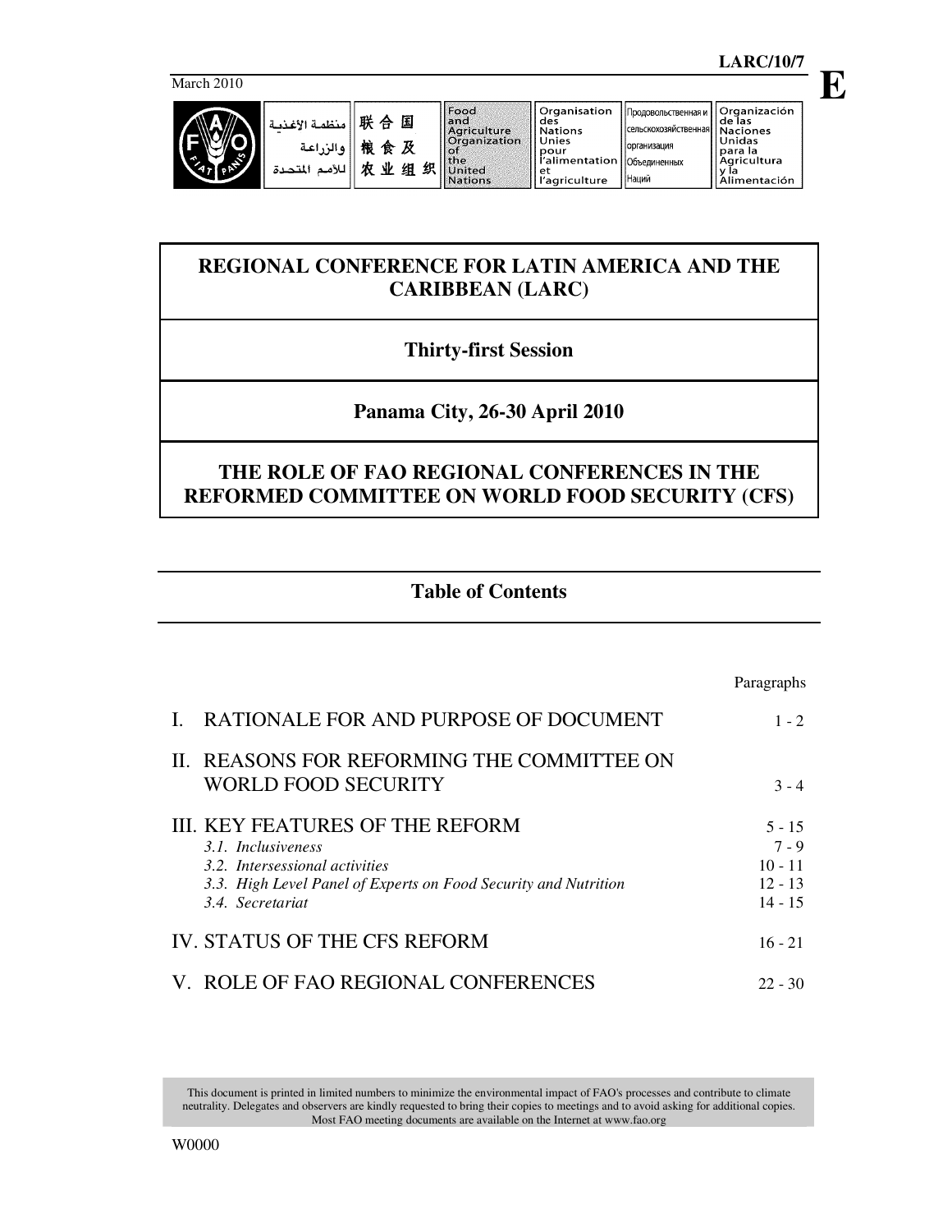March 2010

LARC/10/7

E

منظمة الأغذية والزراعة للأمم المتحدة | 联合国粮食及农业组织 | Food and Agriculture Organization of the United Nations | Organisation des Nations Unies pour l'alimentation et l'agriculture | Продовольственная и сельскохозяйственная организация Объединенных Наций | Organización de las Naciones Unidas para la Agricultura y la Alimentación

# REGIONAL CONFERENCE FOR LATIN AMERICA AND THE CARIBBEAN (LARC)

## Thirty-first Session

## Panama City, 26-30 April 2010

# THE ROLE OF FAO REGIONAL CONFERENCES IN THE REFORMED COMMITTEE ON WORLD FOOD SECURITY (CFS)

## Table of Contents

| | Paragraphs |
|---|---|
| I. RATIONALE FOR AND PURPOSE OF DOCUMENT | 1 - 2 |
| II. REASONS FOR REFORMING THE COMMITTEE ON WORLD FOOD SECURITY | 3 - 4 |
| III. KEY FEATURES OF THE REFORM | 5 - 15 |
| *3.1. Inclusiveness* | 7 - 9 |
| *3.2. Intersessional activities* | 10 - 11 |
| *3.3. High Level Panel of Experts on Food Security and Nutrition* | 12 - 13 |
| *3.4. Secretariat* | 14 - 15 |
| IV. STATUS OF THE CFS REFORM | 16 - 21 |
| V. ROLE OF FAO REGIONAL CONFERENCES | 22 - 30 |

This document is printed in limited numbers to minimize the environmental impact of FAO's processes and contribute to climate neutrality. Delegates and observers are kindly requested to bring their copies to meetings and to avoid asking for additional copies. Most FAO meeting documents are available on the Internet at www.fao.org

W0000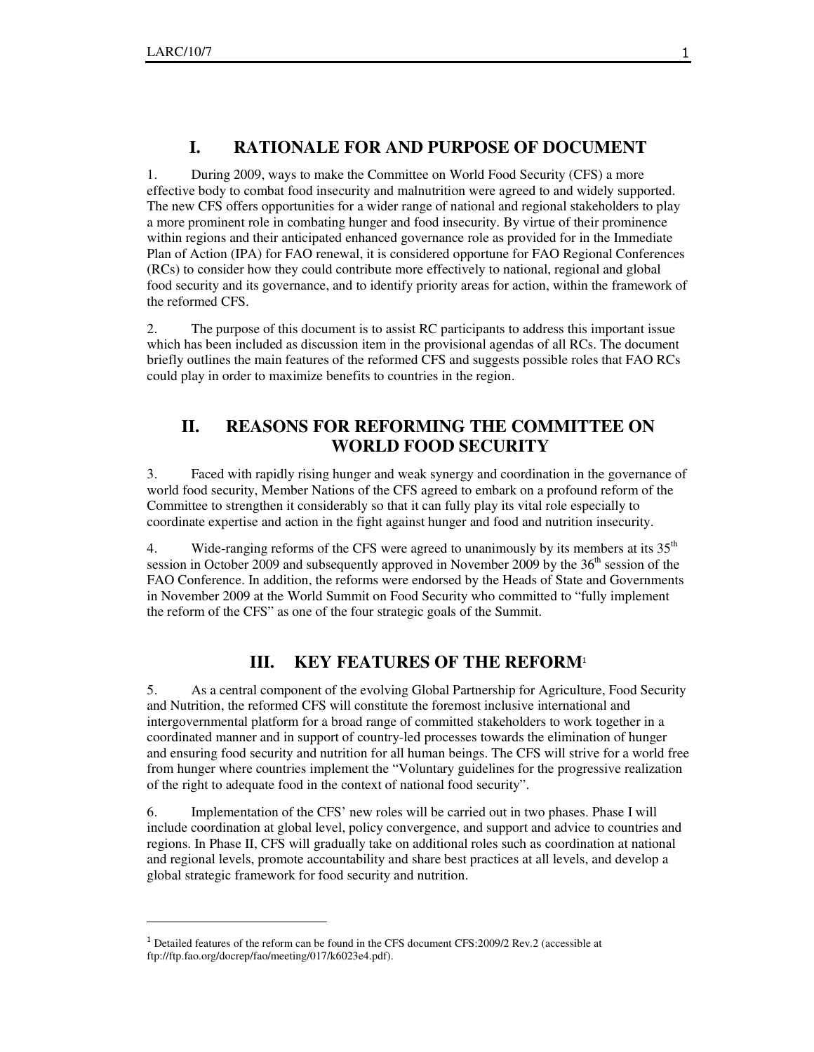## I. RATIONALE FOR AND PURPOSE OF DOCUMENT

1. During 2009, ways to make the Committee on World Food Security (CFS) a more effective body to combat food insecurity and malnutrition were agreed to and widely supported. The new CFS offers opportunities for a wider range of national and regional stakeholders to play a more prominent role in combating hunger and food insecurity. By virtue of their prominence within regions and their anticipated enhanced governance role as provided for in the Immediate Plan of Action (IPA) for FAO renewal, it is considered opportune for FAO Regional Conferences (RCs) to consider how they could contribute more effectively to national, regional and global food security and its governance, and to identify priority areas for action, within the framework of the reformed CFS.

2. The purpose of this document is to assist RC participants to address this important issue which has been included as discussion item in the provisional agendas of all RCs. The document briefly outlines the main features of the reformed CFS and suggests possible roles that FAO RCs could play in order to maximize benefits to countries in the region.

## II. REASONS FOR REFORMING THE COMMITTEE ON WORLD FOOD SECURITY

3. Faced with rapidly rising hunger and weak synergy and coordination in the governance of world food security, Member Nations of the CFS agreed to embark on a profound reform of the Committee to strengthen it considerably so that it can fully play its vital role especially to coordinate expertise and action in the fight against hunger and food and nutrition insecurity.

4. Wide-ranging reforms of the CFS were agreed to unanimously by its members at its 35th session in October 2009 and subsequently approved in November 2009 by the 36th session of the FAO Conference. In addition, the reforms were endorsed by the Heads of State and Governments in November 2009 at the World Summit on Food Security who committed to "fully implement the reform of the CFS" as one of the four strategic goals of the Summit.

## III. KEY FEATURES OF THE REFORM[1]

5. As a central component of the evolving Global Partnership for Agriculture, Food Security and Nutrition, the reformed CFS will constitute the foremost inclusive international and intergovernmental platform for a broad range of committed stakeholders to work together in a coordinated manner and in support of country-led processes towards the elimination of hunger and ensuring food security and nutrition for all human beings. The CFS will strive for a world free from hunger where countries implement the "Voluntary guidelines for the progressive realization of the right to adequate food in the context of national food security".

6. Implementation of the CFS' new roles will be carried out in two phases. Phase I will include coordination at global level, policy convergence, and support and advice to countries and regions. In Phase II, CFS will gradually take on additional roles such as coordination at national and regional levels, promote accountability and share best practices at all levels, and develop a global strategic framework for food security and nutrition.

---

[1] Detailed features of the reform can be found in the CFS document CFS:2009/2 Rev.2 (accessible at ftp://ftp.fao.org/docrep/fao/meeting/017/k6023e4.pdf).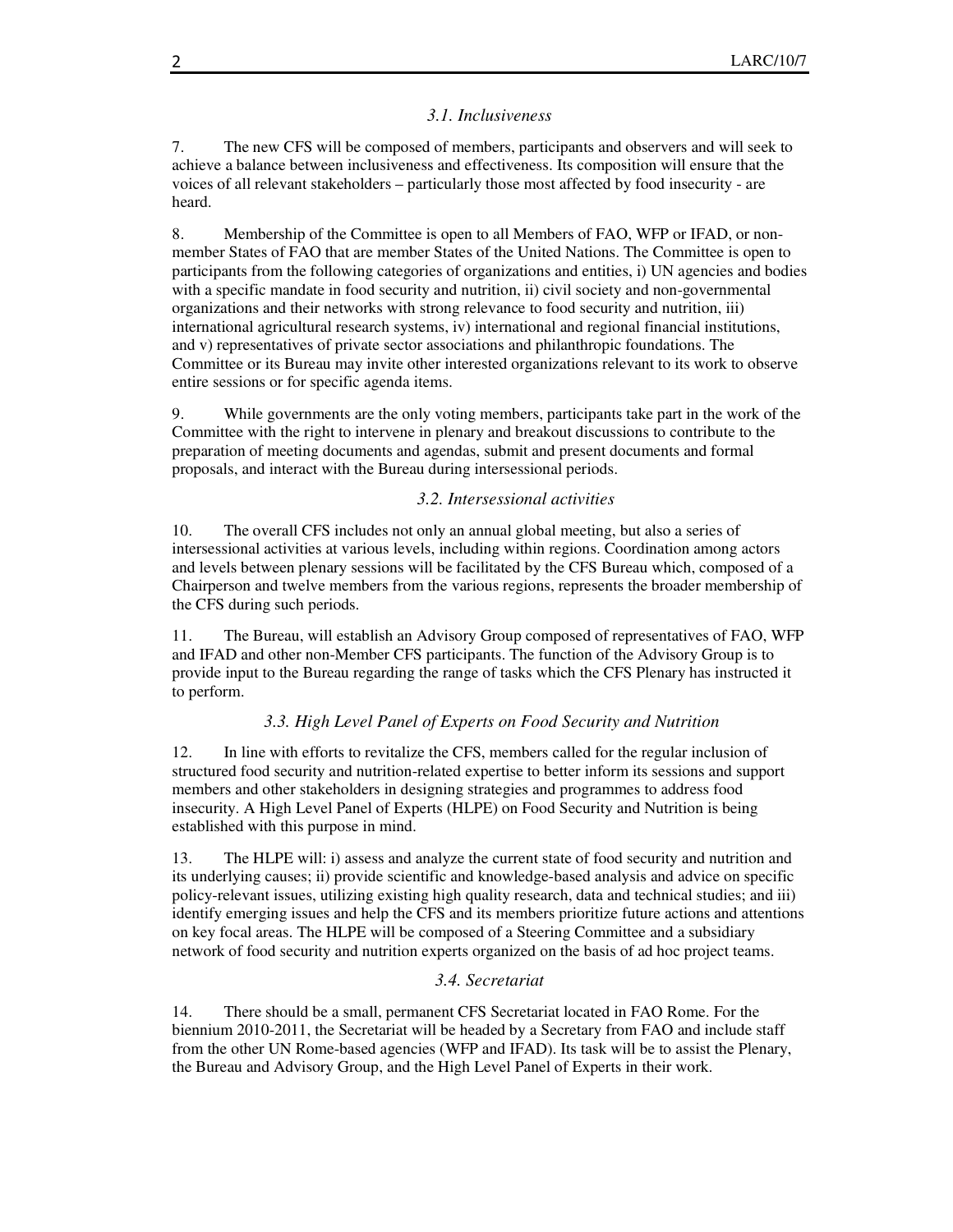### *3.1. Inclusiveness*

7. The new CFS will be composed of members, participants and observers and will seek to achieve a balance between inclusiveness and effectiveness. Its composition will ensure that the voices of all relevant stakeholders – particularly those most affected by food insecurity - are heard.

8. Membership of the Committee is open to all Members of FAO, WFP or IFAD, or non-member States of FAO that are member States of the United Nations. The Committee is open to participants from the following categories of organizations and entities, i) UN agencies and bodies with a specific mandate in food security and nutrition, ii) civil society and non-governmental organizations and their networks with strong relevance to food security and nutrition, iii) international agricultural research systems, iv) international and regional financial institutions, and v) representatives of private sector associations and philanthropic foundations. The Committee or its Bureau may invite other interested organizations relevant to its work to observe entire sessions or for specific agenda items.

9. While governments are the only voting members, participants take part in the work of the Committee with the right to intervene in plenary and breakout discussions to contribute to the preparation of meeting documents and agendas, submit and present documents and formal proposals, and interact with the Bureau during intersessional periods.

### *3.2. Intersessional activities*

10. The overall CFS includes not only an annual global meeting, but also a series of intersessional activities at various levels, including within regions. Coordination among actors and levels between plenary sessions will be facilitated by the CFS Bureau which, composed of a Chairperson and twelve members from the various regions, represents the broader membership of the CFS during such periods.

11. The Bureau, will establish an Advisory Group composed of representatives of FAO, WFP and IFAD and other non-Member CFS participants. The function of the Advisory Group is to provide input to the Bureau regarding the range of tasks which the CFS Plenary has instructed it to perform.

### *3.3. High Level Panel of Experts on Food Security and Nutrition*

12. In line with efforts to revitalize the CFS, members called for the regular inclusion of structured food security and nutrition-related expertise to better inform its sessions and support members and other stakeholders in designing strategies and programmes to address food insecurity. A High Level Panel of Experts (HLPE) on Food Security and Nutrition is being established with this purpose in mind.

13. The HLPE will: i) assess and analyze the current state of food security and nutrition and its underlying causes; ii) provide scientific and knowledge-based analysis and advice on specific policy-relevant issues, utilizing existing high quality research, data and technical studies; and iii) identify emerging issues and help the CFS and its members prioritize future actions and attentions on key focal areas. The HLPE will be composed of a Steering Committee and a subsidiary network of food security and nutrition experts organized on the basis of ad hoc project teams.

### *3.4. Secretariat*

14. There should be a small, permanent CFS Secretariat located in FAO Rome. For the biennium 2010-2011, the Secretariat will be headed by a Secretary from FAO and include staff from the other UN Rome-based agencies (WFP and IFAD). Its task will be to assist the Plenary, the Bureau and Advisory Group, and the High Level Panel of Experts in their work.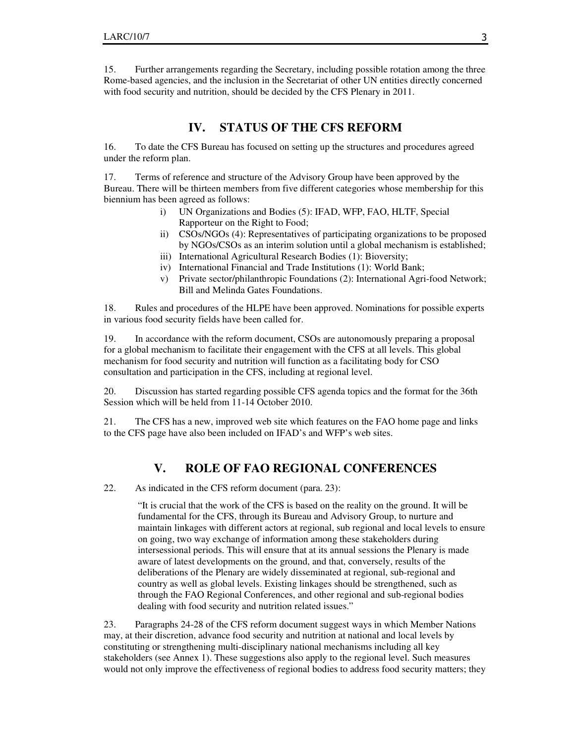15. Further arrangements regarding the Secretary, including possible rotation among the three Rome-based agencies, and the inclusion in the Secretariat of other UN entities directly concerned with food security and nutrition, should be decided by the CFS Plenary in 2011.

## IV. STATUS OF THE CFS REFORM

16. To date the CFS Bureau has focused on setting up the structures and procedures agreed under the reform plan.

17. Terms of reference and structure of the Advisory Group have been approved by the Bureau. There will be thirteen members from five different categories whose membership for this biennium has been agreed as follows:

i) UN Organizations and Bodies (5): IFAD, WFP, FAO, HLTF, Special Rapporteur on the Right to Food;
ii) CSOs/NGOs (4): Representatives of participating organizations to be proposed by NGOs/CSOs as an interim solution until a global mechanism is established;
iii) International Agricultural Research Bodies (1): Bioversity;
iv) International Financial and Trade Institutions (1): World Bank;
v) Private sector/philanthropic Foundations (2): International Agri-food Network; Bill and Melinda Gates Foundations.

18. Rules and procedures of the HLPE have been approved. Nominations for possible experts in various food security fields have been called for.

19. In accordance with the reform document, CSOs are autonomously preparing a proposal for a global mechanism to facilitate their engagement with the CFS at all levels. This global mechanism for food security and nutrition will function as a facilitating body for CSO consultation and participation in the CFS, including at regional level.

20. Discussion has started regarding possible CFS agenda topics and the format for the 36th Session which will be held from 11-14 October 2010.

21. The CFS has a new, improved web site which features on the FAO home page and links to the CFS page have also been included on IFAD's and WFP's web sites.

## V. ROLE OF FAO REGIONAL CONFERENCES

22. As indicated in the CFS reform document (para. 23):

> "It is crucial that the work of the CFS is based on the reality on the ground. It will be fundamental for the CFS, through its Bureau and Advisory Group, to nurture and maintain linkages with different actors at regional, sub regional and local levels to ensure on going, two way exchange of information among these stakeholders during intersessional periods. This will ensure that at its annual sessions the Plenary is made aware of latest developments on the ground, and that, conversely, results of the deliberations of the Plenary are widely disseminated at regional, sub-regional and country as well as global levels. Existing linkages should be strengthened, such as through the FAO Regional Conferences, and other regional and sub-regional bodies dealing with food security and nutrition related issues."

23. Paragraphs 24-28 of the CFS reform document suggest ways in which Member Nations may, at their discretion, advance food security and nutrition at national and local levels by constituting or strengthening multi-disciplinary national mechanisms including all key stakeholders (see Annex 1). These suggestions also apply to the regional level. Such measures would not only improve the effectiveness of regional bodies to address food security matters; they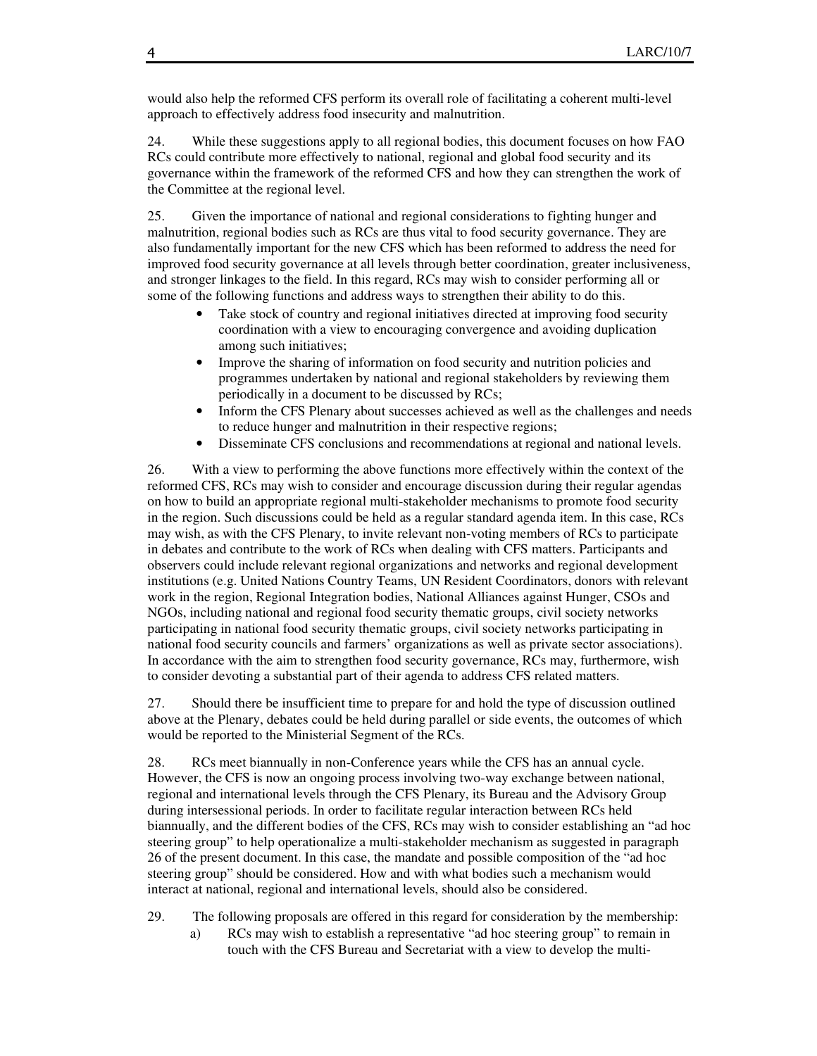would also help the reformed CFS perform its overall role of facilitating a coherent multi-level approach to effectively address food insecurity and malnutrition.

24. While these suggestions apply to all regional bodies, this document focuses on how FAO RCs could contribute more effectively to national, regional and global food security and its governance within the framework of the reformed CFS and how they can strengthen the work of the Committee at the regional level.

25. Given the importance of national and regional considerations to fighting hunger and malnutrition, regional bodies such as RCs are thus vital to food security governance. They are also fundamentally important for the new CFS which has been reformed to address the need for improved food security governance at all levels through better coordination, greater inclusiveness, and stronger linkages to the field. In this regard, RCs may wish to consider performing all or some of the following functions and address ways to strengthen their ability to do this.

- Take stock of country and regional initiatives directed at improving food security coordination with a view to encouraging convergence and avoiding duplication among such initiatives;
- Improve the sharing of information on food security and nutrition policies and programmes undertaken by national and regional stakeholders by reviewing them periodically in a document to be discussed by RCs;
- Inform the CFS Plenary about successes achieved as well as the challenges and needs to reduce hunger and malnutrition in their respective regions;
- Disseminate CFS conclusions and recommendations at regional and national levels.

26. With a view to performing the above functions more effectively within the context of the reformed CFS, RCs may wish to consider and encourage discussion during their regular agendas on how to build an appropriate regional multi-stakeholder mechanisms to promote food security in the region. Such discussions could be held as a regular standard agenda item. In this case, RCs may wish, as with the CFS Plenary, to invite relevant non-voting members of RCs to participate in debates and contribute to the work of RCs when dealing with CFS matters. Participants and observers could include relevant regional organizations and networks and regional development institutions (e.g. United Nations Country Teams, UN Resident Coordinators, donors with relevant work in the region, Regional Integration bodies, National Alliances against Hunger, CSOs and NGOs, including national and regional food security thematic groups, civil society networks participating in national food security thematic groups, civil society networks participating in national food security councils and farmers' organizations as well as private sector associations). In accordance with the aim to strengthen food security governance, RCs may, furthermore, wish to consider devoting a substantial part of their agenda to address CFS related matters.

27. Should there be insufficient time to prepare for and hold the type of discussion outlined above at the Plenary, debates could be held during parallel or side events, the outcomes of which would be reported to the Ministerial Segment of the RCs.

28. RCs meet biannually in non-Conference years while the CFS has an annual cycle. However, the CFS is now an ongoing process involving two-way exchange between national, regional and international levels through the CFS Plenary, its Bureau and the Advisory Group during intersessional periods. In order to facilitate regular interaction between RCs held biannually, and the different bodies of the CFS, RCs may wish to consider establishing an "ad hoc steering group" to help operationalize a multi-stakeholder mechanism as suggested in paragraph 26 of the present document. In this case, the mandate and possible composition of the "ad hoc steering group" should be considered. How and with what bodies such a mechanism would interact at national, regional and international levels, should also be considered.

29. The following proposals are offered in this regard for consideration by the membership:

a) RCs may wish to establish a representative "ad hoc steering group" to remain in touch with the CFS Bureau and Secretariat with a view to develop the multi-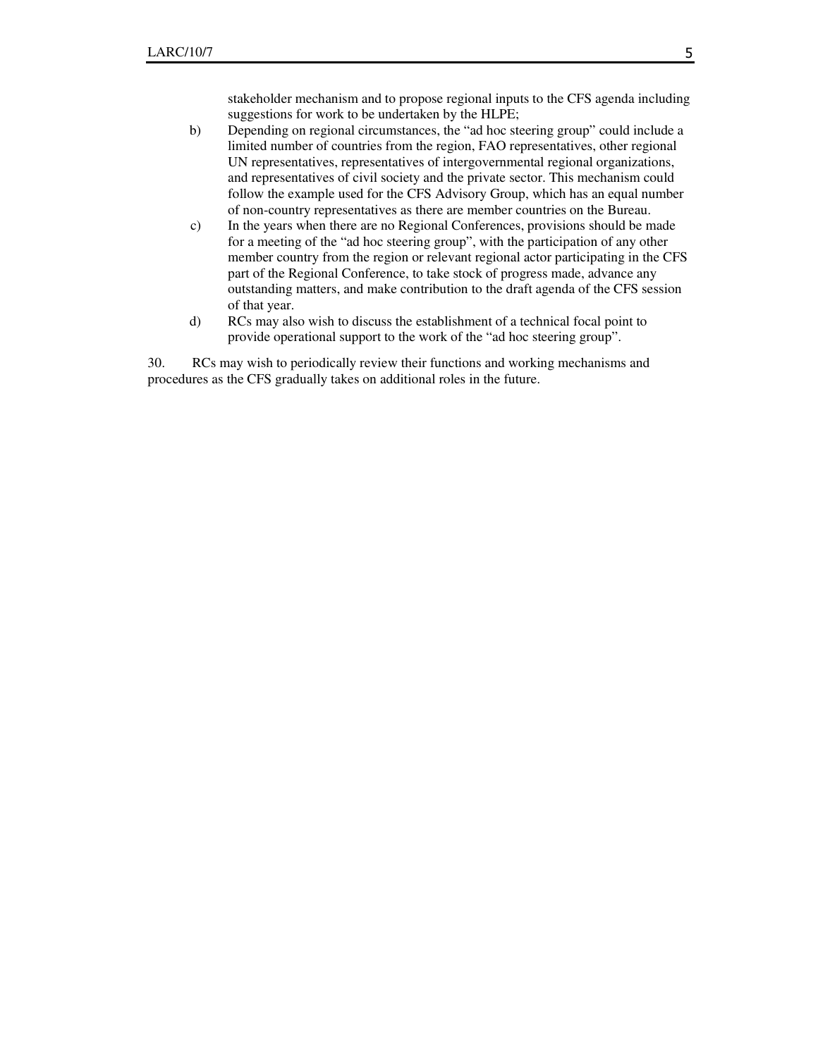stakeholder mechanism and to propose regional inputs to the CFS agenda including suggestions for work to be undertaken by the HLPE;

b) Depending on regional circumstances, the "ad hoc steering group" could include a limited number of countries from the region, FAO representatives, other regional UN representatives, representatives of intergovernmental regional organizations, and representatives of civil society and the private sector. This mechanism could follow the example used for the CFS Advisory Group, which has an equal number of non-country representatives as there are member countries on the Bureau.

c) In the years when there are no Regional Conferences, provisions should be made for a meeting of the "ad hoc steering group", with the participation of any other member country from the region or relevant regional actor participating in the CFS part of the Regional Conference, to take stock of progress made, advance any outstanding matters, and make contribution to the draft agenda of the CFS session of that year.

d) RCs may also wish to discuss the establishment of a technical focal point to provide operational support to the work of the "ad hoc steering group".

30. RCs may wish to periodically review their functions and working mechanisms and procedures as the CFS gradually takes on additional roles in the future.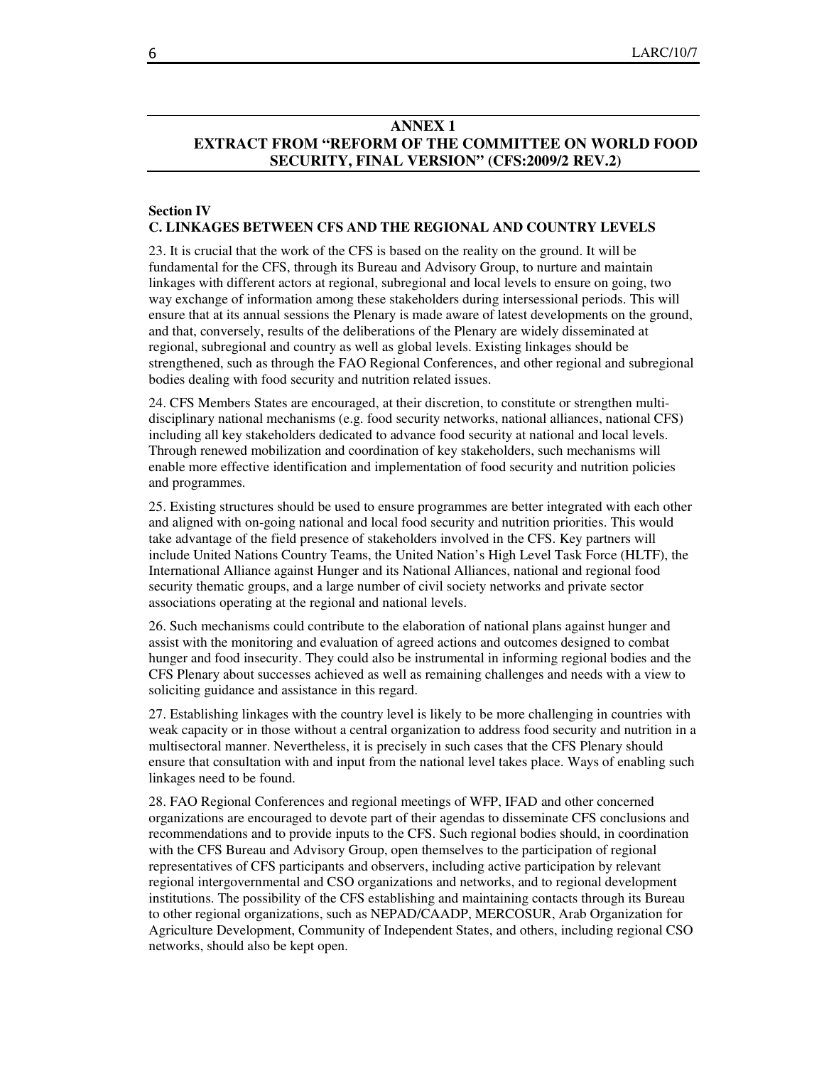## ANNEX 1
## EXTRACT FROM "REFORM OF THE COMMITTEE ON WORLD FOOD SECURITY, FINAL VERSION" (CFS:2009/2 REV.2)

**Section IV**
**C. LINKAGES BETWEEN CFS AND THE REGIONAL AND COUNTRY LEVELS**

23. It is crucial that the work of the CFS is based on the reality on the ground. It will be fundamental for the CFS, through its Bureau and Advisory Group, to nurture and maintain linkages with different actors at regional, subregional and local levels to ensure on going, two way exchange of information among these stakeholders during intersessional periods. This will ensure that at its annual sessions the Plenary is made aware of latest developments on the ground, and that, conversely, results of the deliberations of the Plenary are widely disseminated at regional, subregional and country as well as global levels. Existing linkages should be strengthened, such as through the FAO Regional Conferences, and other regional and subregional bodies dealing with food security and nutrition related issues.

24. CFS Members States are encouraged, at their discretion, to constitute or strengthen multi-disciplinary national mechanisms (e.g. food security networks, national alliances, national CFS) including all key stakeholders dedicated to advance food security at national and local levels. Through renewed mobilization and coordination of key stakeholders, such mechanisms will enable more effective identification and implementation of food security and nutrition policies and programmes.

25. Existing structures should be used to ensure programmes are better integrated with each other and aligned with on-going national and local food security and nutrition priorities. This would take advantage of the field presence of stakeholders involved in the CFS. Key partners will include United Nations Country Teams, the United Nation's High Level Task Force (HLTF), the International Alliance against Hunger and its National Alliances, national and regional food security thematic groups, and a large number of civil society networks and private sector associations operating at the regional and national levels.

26. Such mechanisms could contribute to the elaboration of national plans against hunger and assist with the monitoring and evaluation of agreed actions and outcomes designed to combat hunger and food insecurity. They could also be instrumental in informing regional bodies and the CFS Plenary about successes achieved as well as remaining challenges and needs with a view to soliciting guidance and assistance in this regard.

27. Establishing linkages with the country level is likely to be more challenging in countries with weak capacity or in those without a central organization to address food security and nutrition in a multisectoral manner. Nevertheless, it is precisely in such cases that the CFS Plenary should ensure that consultation with and input from the national level takes place. Ways of enabling such linkages need to be found.

28. FAO Regional Conferences and regional meetings of WFP, IFAD and other concerned organizations are encouraged to devote part of their agendas to disseminate CFS conclusions and recommendations and to provide inputs to the CFS. Such regional bodies should, in coordination with the CFS Bureau and Advisory Group, open themselves to the participation of regional representatives of CFS participants and observers, including active participation by relevant regional intergovernmental and CSO organizations and networks, and to regional development institutions. The possibility of the CFS establishing and maintaining contacts through its Bureau to other regional organizations, such as NEPAD/CAADP, MERCOSUR, Arab Organization for Agriculture Development, Community of Independent States, and others, including regional CSO networks, should also be kept open.